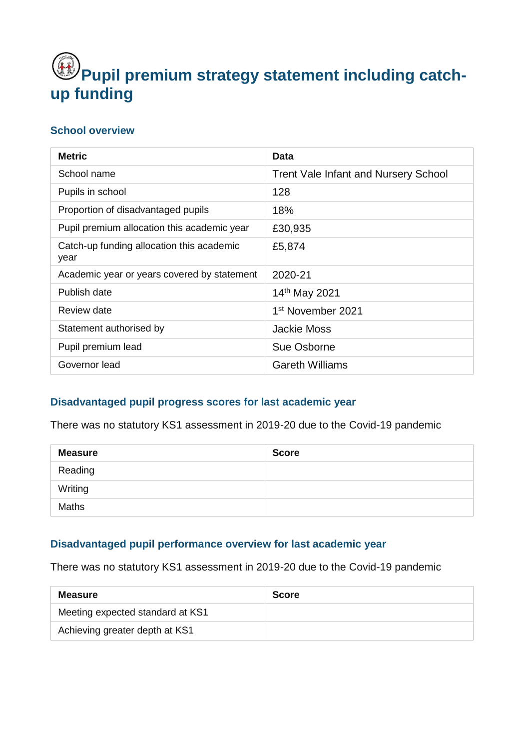# Pupil premium strategy statement including catch-up funding

## School overview

| Metric | Data |
|---|---|
| School name | Trent Vale Infant and Nursery School |
| Pupils in school | 128 |
| Proportion of disadvantaged pupils | 18% |
| Pupil premium allocation this academic year | £30,935 |
| Catch-up funding allocation this academic year | £5,874 |
| Academic year or years covered by statement | 2020-21 |
| Publish date | 14th May 2021 |
| Review date | 1st November 2021 |
| Statement authorised by | Jackie Moss |
| Pupil premium lead | Sue Osborne |
| Governor lead | Gareth Williams |

## Disadvantaged pupil progress scores for last academic year

There was no statutory KS1 assessment in 2019-20 due to the Covid-19 pandemic

| Measure | Score |
|---|---|
| Reading | |
| Writing | |
| Maths | |

## Disadvantaged pupil performance overview for last academic year

There was no statutory KS1 assessment in 2019-20 due to the Covid-19 pandemic

| Measure | Score |
|---|---|
| Meeting expected standard at KS1 | |
| Achieving greater depth at KS1 | |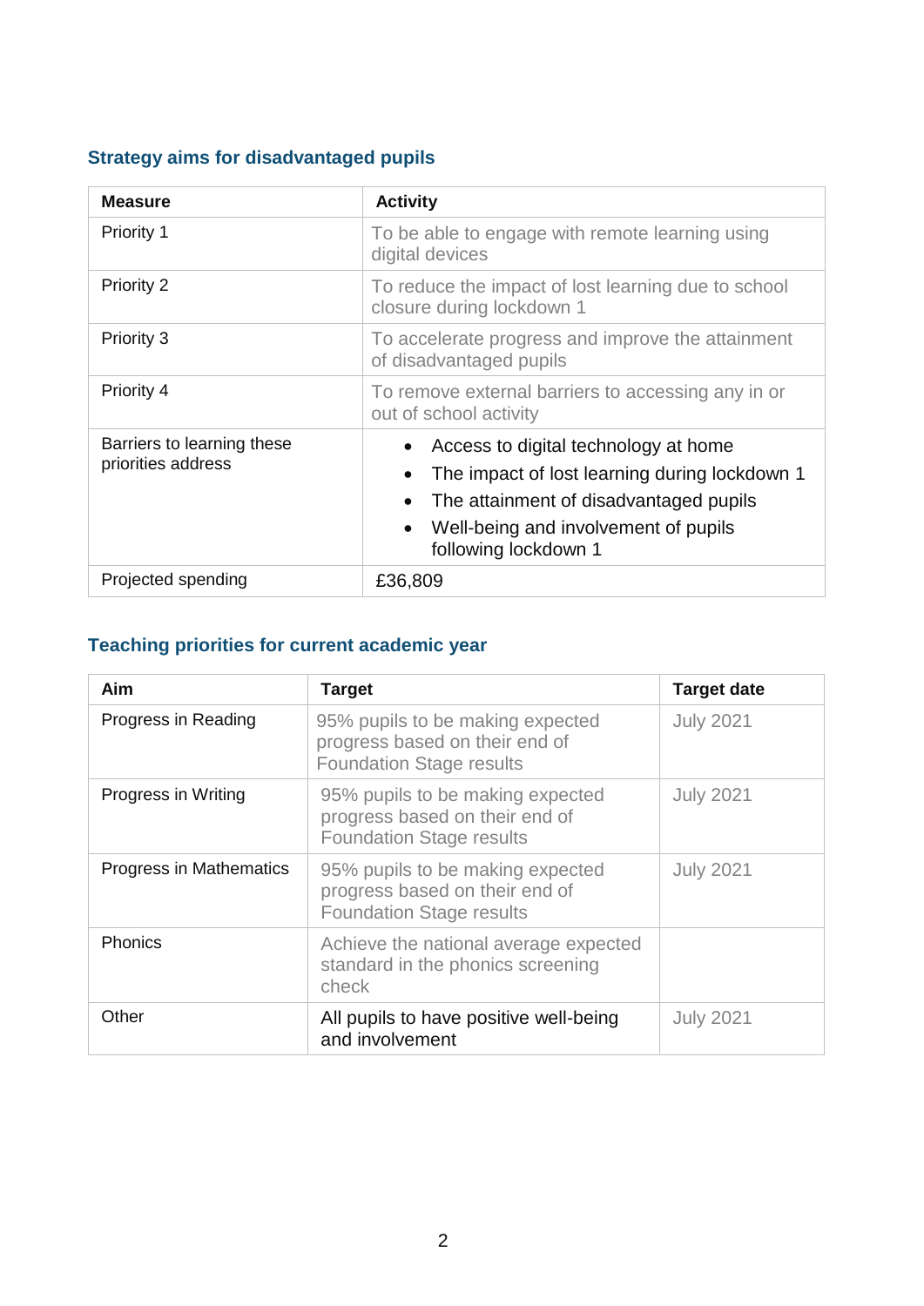## Strategy aims for disadvantaged pupils

| Measure | Activity |
|---|---|
| Priority 1 | To be able to engage with remote learning using digital devices |
| Priority 2 | To reduce the impact of lost learning due to school closure during lockdown 1 |
| Priority 3 | To accelerate progress and improve the attainment of disadvantaged pupils |
| Priority 4 | To remove external barriers to accessing any in or out of school activity |
| Barriers to learning these priorities address | • Access to digital technology at home<br>• The impact of lost learning during lockdown 1<br>• The attainment of disadvantaged pupils<br>• Well-being and involvement of pupils following lockdown 1 |
| Projected spending | £36,809 |

## Teaching priorities for current academic year

| Aim | Target | Target date |
|---|---|---|
| Progress in Reading | 95% pupils to be making expected progress based on their end of Foundation Stage results | July 2021 |
| Progress in Writing | 95% pupils to be making expected progress based on their end of Foundation Stage results | July 2021 |
| Progress in Mathematics | 95% pupils to be making expected progress based on their end of Foundation Stage results | July 2021 |
| Phonics | Achieve the national average expected standard in the phonics screening check | |
| Other | All pupils to have positive well-being and involvement | July 2021 |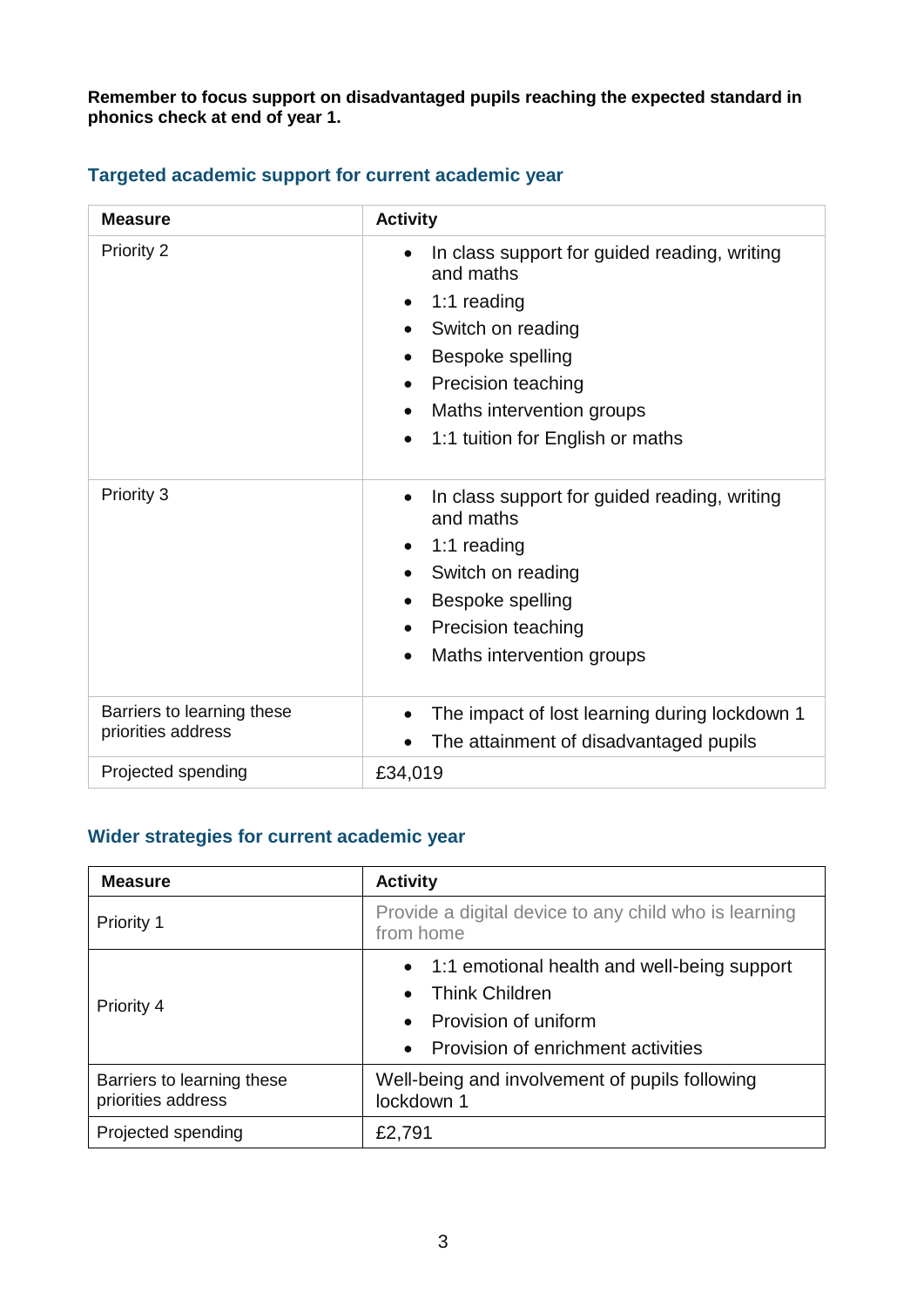**Remember to focus support on disadvantaged pupils reaching the expected standard in phonics check at end of year 1.**

## Targeted academic support for current academic year

| Measure | Activity |
|---|---|
| Priority 2 | • In class support for guided reading, writing and maths<br>• 1:1 reading<br>• Switch on reading<br>• Bespoke spelling<br>• Precision teaching<br>• Maths intervention groups<br>• 1:1 tuition for English or maths |
| Priority 3 | • In class support for guided reading, writing and maths<br>• 1:1 reading<br>• Switch on reading<br>• Bespoke spelling<br>• Precision teaching<br>• Maths intervention groups |
| Barriers to learning these priorities address | • The impact of lost learning during lockdown 1<br>• The attainment of disadvantaged pupils |
| Projected spending | £34,019 |

## Wider strategies for current academic year

| Measure | Activity |
|---|---|
| Priority 1 | Provide a digital device to any child who is learning from home |
| Priority 4 | • 1:1 emotional health and well-being support<br>• Think Children<br>• Provision of uniform<br>• Provision of enrichment activities |
| Barriers to learning these priorities address | Well-being and involvement of pupils following lockdown 1 |
| Projected spending | £2,791 |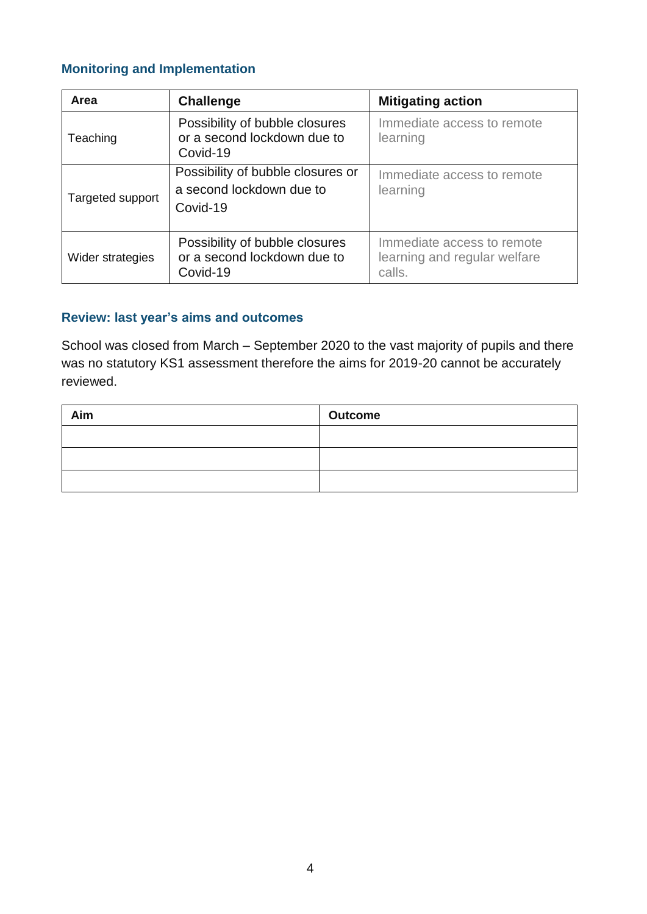### Monitoring and Implementation

| Area | Challenge | Mitigating action |
| --- | --- | --- |
| Teaching | Possibility of bubble closures or a second lockdown due to Covid-19 | Immediate access to remote learning |
| Targeted support | Possibility of bubble closures or a second lockdown due to Covid-19 | Immediate access to remote learning |
| Wider strategies | Possibility of bubble closures or a second lockdown due to Covid-19 | Immediate access to remote learning and regular welfare calls. |

### Review: last year's aims and outcomes

School was closed from March – September 2020 to the vast majority of pupils and there was no statutory KS1 assessment therefore the aims for 2019-20 cannot be accurately reviewed.

| Aim | Outcome |
| --- | --- |
| | |
| | |
| | |